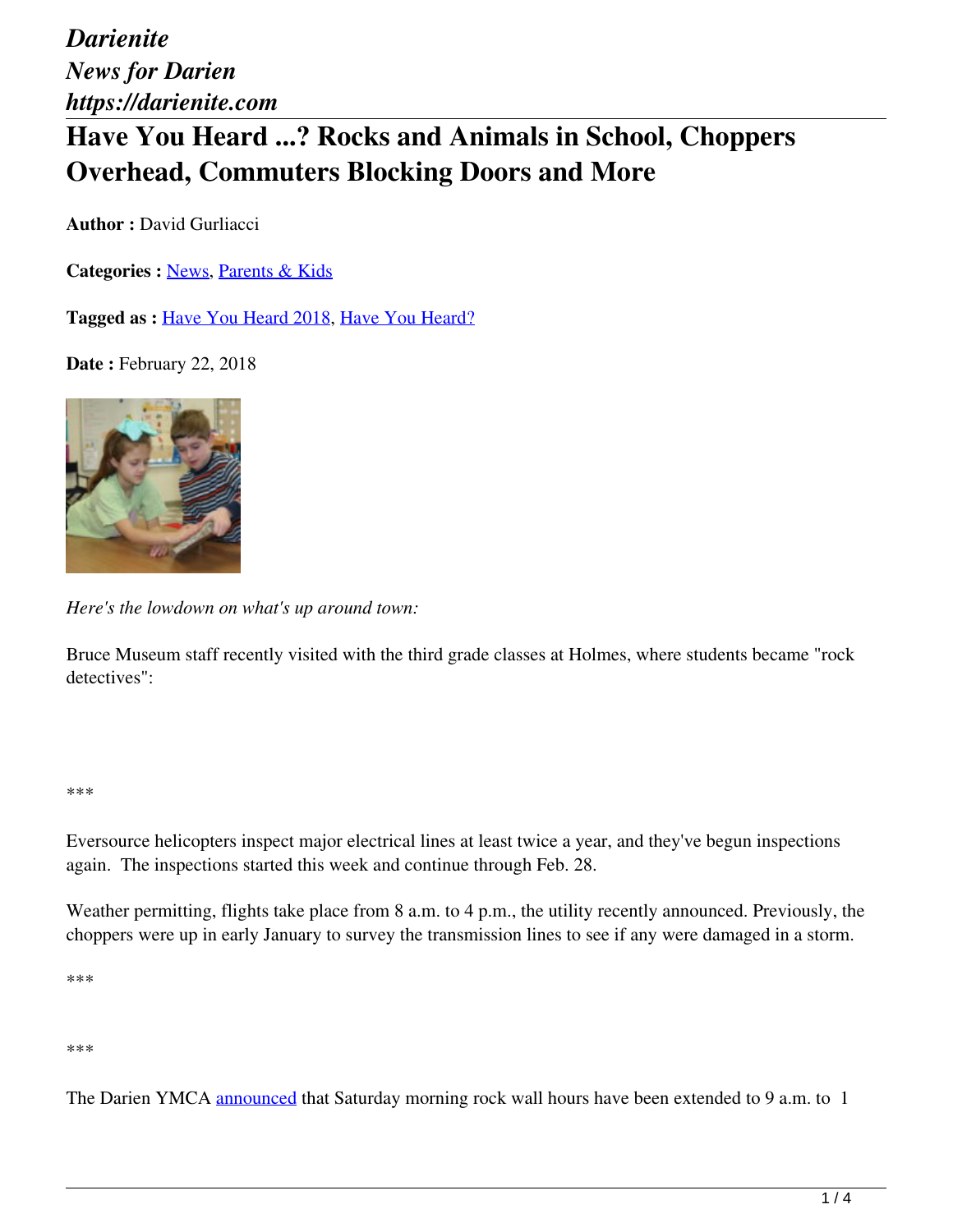*Darienite*
*News for Darien*
*https://darienite.com*

# Have You Heard ...? Rocks and Animals in School, Choppers Overhead, Commuters Blocking Doors and More

**Author :** David Gurliacci

**Categories :** News, Parents & Kids

**Tagged as :** Have You Heard 2018, Have You Heard?

**Date :** February 22, 2018

*Here's the lowdown on what's up around town:*

Bruce Museum staff recently visited with the third grade classes at Holmes, where students became "rock detectives":

***

Eversource helicopters inspect major electrical lines at least twice a year, and they've begun inspections again. The inspections started this week and continue through Feb. 28.

Weather permitting, flights take place from 8 a.m. to 4 p.m., the utility recently announced. Previously, the choppers were up in early January to survey the transmission lines to see if any were damaged in a storm.

***

***

The Darien YMCA announced that Saturday morning rock wall hours have been extended to 9 a.m. to 1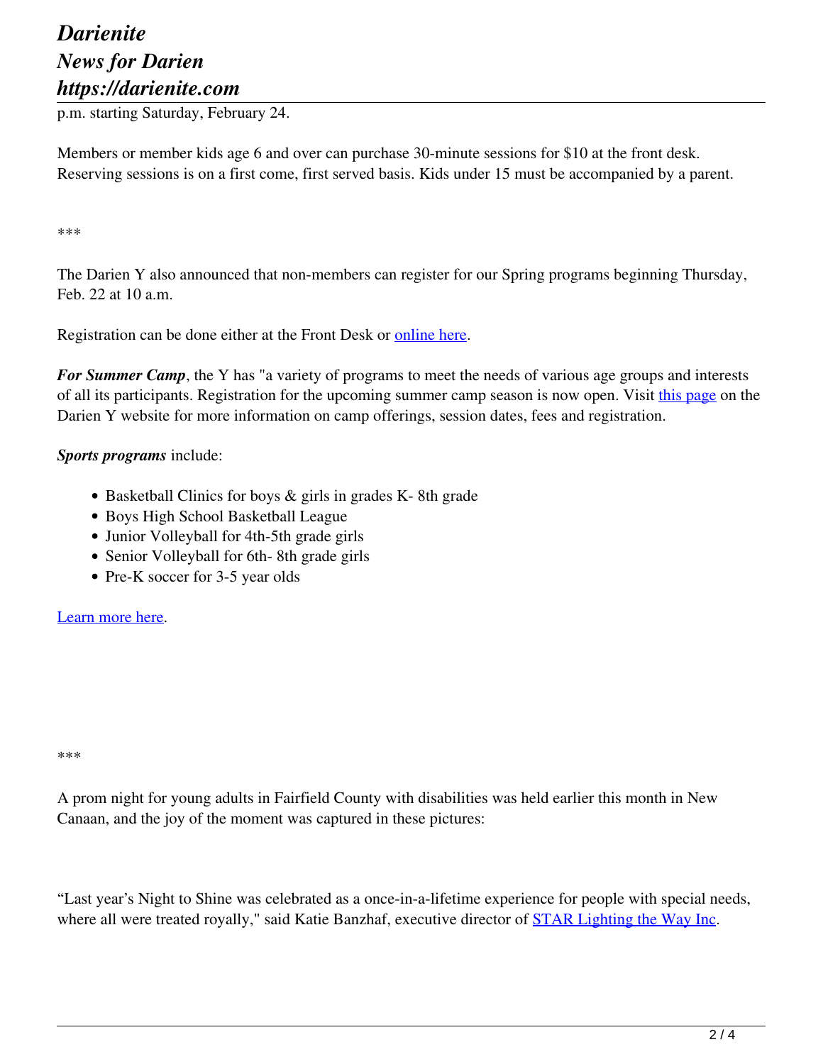p.m. starting Saturday, February 24.

Members or member kids age 6 and over can purchase 30-minute sessions for $10 at the front desk. Reserving sessions is on a first come, first served basis. Kids under 15 must be accompanied by a parent.

***

The Darien Y also announced that non-members can register for our Spring programs beginning Thursday, Feb. 22 at 10 a.m.

Registration can be done either at the Front Desk or online here.

***For Summer Camp***, the Y has "a variety of programs to meet the needs of various age groups and interests of all its participants. Registration for the upcoming summer camp season is now open. Visit this page on the Darien Y website for more information on camp offerings, session dates, fees and registration.

***Sports programs*** include:

- Basketball Clinics for boys & girls in grades K- 8th grade
- Boys High School Basketball League
- Junior Volleyball for 4th-5th grade girls
- Senior Volleyball for 6th- 8th grade girls
- Pre-K soccer for 3-5 year olds

Learn more here.

***

A prom night for young adults in Fairfield County with disabilities was held earlier this month in New Canaan, and the joy of the moment was captured in these pictures:

"Last year's Night to Shine was celebrated as a once-in-a-lifetime experience for people with special needs, where all were treated royally," said Katie Banzhaf, executive director of STAR Lighting the Way Inc.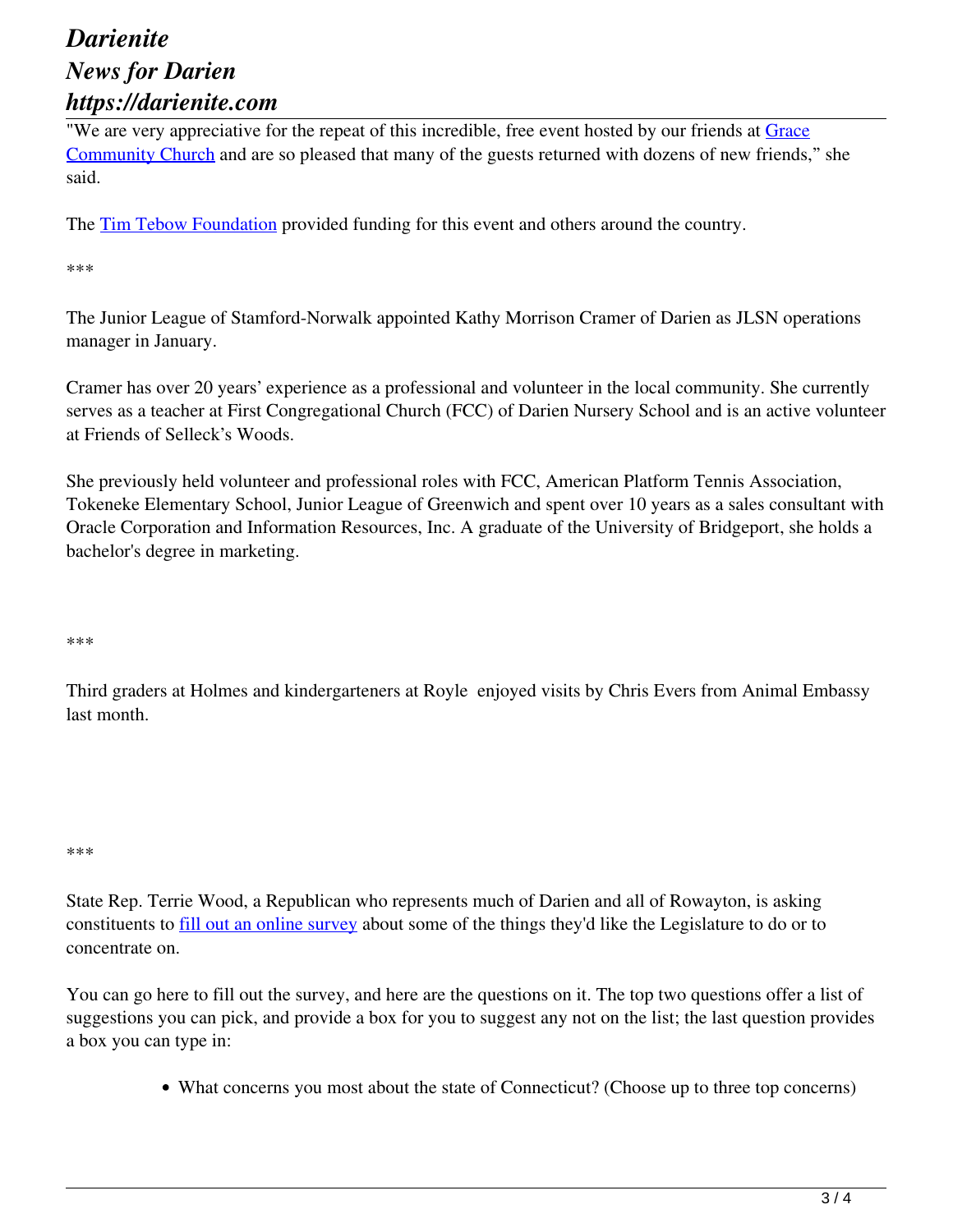"We are very appreciative for the repeat of this incredible, free event hosted by our friends at Grace Community Church and are so pleased that many of the guests returned with dozens of new friends," she said.

The Tim Tebow Foundation provided funding for this event and others around the country.

***

The Junior League of Stamford-Norwalk appointed Kathy Morrison Cramer of Darien as JLSN operations manager in January.

Cramer has over 20 years' experience as a professional and volunteer in the local community. She currently serves as a teacher at First Congregational Church (FCC) of Darien Nursery School and is an active volunteer at Friends of Selleck's Woods.

She previously held volunteer and professional roles with FCC, American Platform Tennis Association, Tokeneke Elementary School, Junior League of Greenwich and spent over 10 years as a sales consultant with Oracle Corporation and Information Resources, Inc. A graduate of the University of Bridgeport, she holds a bachelor's degree in marketing.

***

Third graders at Holmes and kindergarteners at Royle enjoyed visits by Chris Evers from Animal Embassy last month.

***

State Rep. Terrie Wood, a Republican who represents much of Darien and all of Rowayton, is asking constituents to fill out an online survey about some of the things they'd like the Legislature to do or to concentrate on.

You can go here to fill out the survey, and here are the questions on it. The top two questions offer a list of suggestions you can pick, and provide a box for you to suggest any not on the list; the last question provides a box you can type in:

- What concerns you most about the state of Connecticut? (Choose up to three top concerns)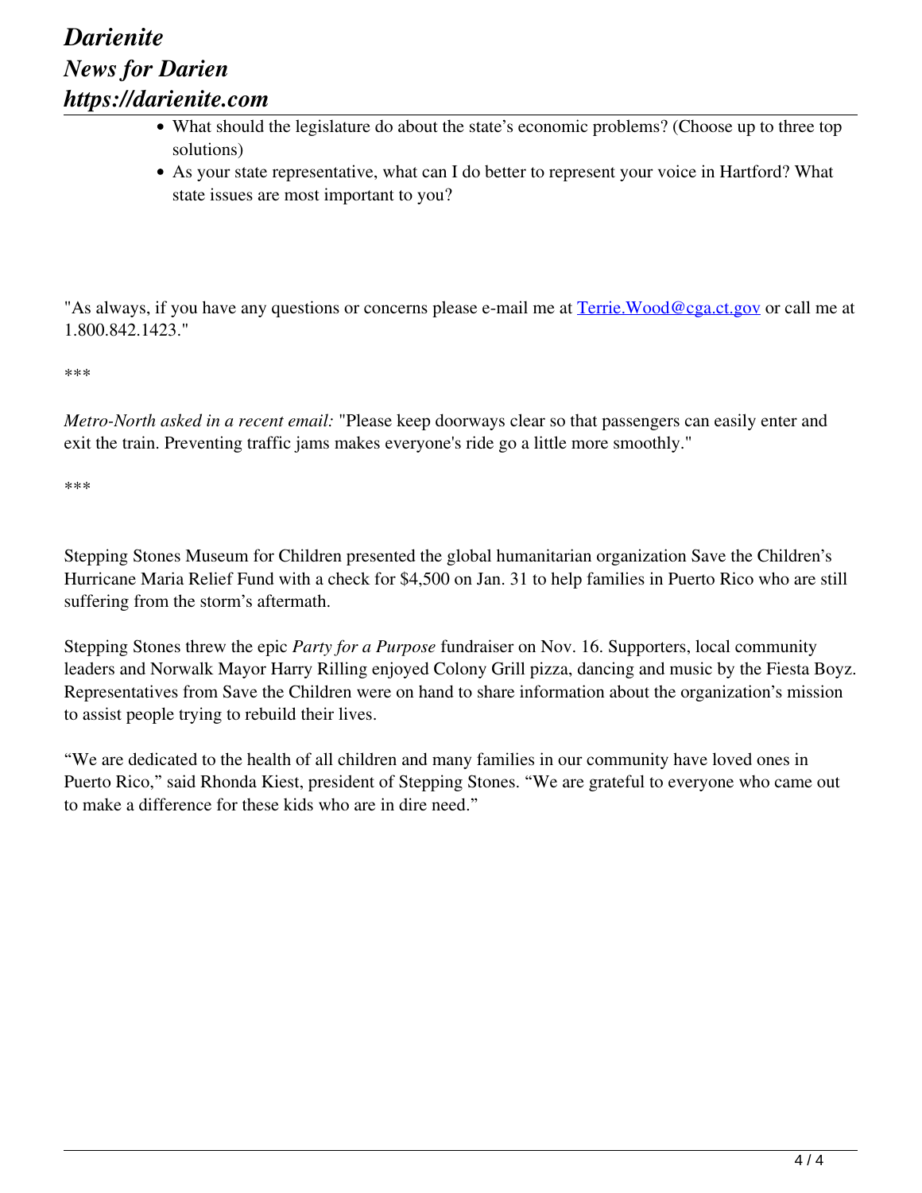- What should the legislature do about the state's economic problems? (Choose up to three top solutions)
- As your state representative, what can I do better to represent your voice in Hartford? What state issues are most important to you?

"As always, if you have any questions or concerns please e-mail me at [Terrie.Wood@cga.ct.gov](mailto:Terrie.Wood@cga.ct.gov) or call me at 1.800.842.1423."

***

*Metro-North asked in a recent email:* "Please keep doorways clear so that passengers can easily enter and exit the train. Preventing traffic jams makes everyone's ride go a little more smoothly."

***

Stepping Stones Museum for Children presented the global humanitarian organization Save the Children's Hurricane Maria Relief Fund with a check for $4,500 on Jan. 31 to help families in Puerto Rico who are still suffering from the storm's aftermath.

Stepping Stones threw the epic *Party for a Purpose* fundraiser on Nov. 16. Supporters, local community leaders and Norwalk Mayor Harry Rilling enjoyed Colony Grill pizza, dancing and music by the Fiesta Boyz. Representatives from Save the Children were on hand to share information about the organization's mission to assist people trying to rebuild their lives.

"We are dedicated to the health of all children and many families in our community have loved ones in Puerto Rico," said Rhonda Kiest, president of Stepping Stones. "We are grateful to everyone who came out to make a difference for these kids who are in dire need."